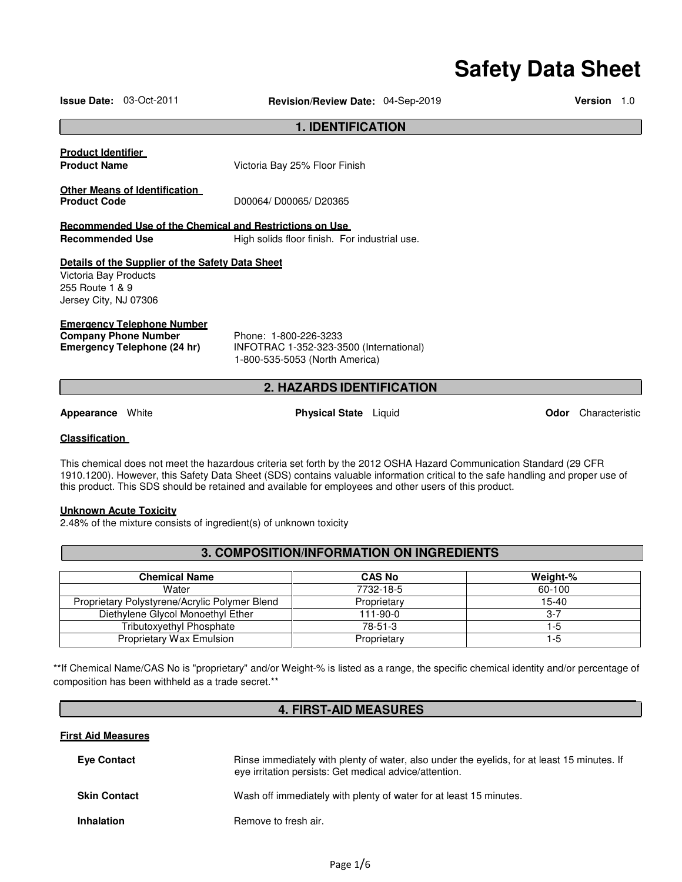# Safety Data Sheet

**Issue Date:** 03-Oct-2011 **Revision/Review Date:** 04-Sep-2019 **Version** 1.0

## 1. IDENTIFICATION

**Product Identifier**

**Product Name** Victoria Bay 25% Floor Finish

**Other Means of Identification**

**Product Code** D00064/ D00065/ D20365

**Recommended Use of the Chemical and Restrictions on Use**

**Recommended Use** High solids floor finish. For industrial use.

**Details of the Supplier of the Safety Data Sheet**

Victoria Bay Products
255 Route 1 & 9
Jersey City, NJ 07306

**Emergency Telephone Number**

**Company Phone Number** Phone: 1-800-226-3233

**Emergency Telephone (24 hr)** INFOTRAC 1-352-323-3500 (International)
1-800-535-5053 (North America)

## 2. HAZARDS IDENTIFICATION

**Appearance** White **Physical State** Liquid **Odor** Characteristic

**Classification**

This chemical does not meet the hazardous criteria set forth by the 2012 OSHA Hazard Communication Standard (29 CFR 1910.1200). However, this Safety Data Sheet (SDS) contains valuable information critical to the safe handling and proper use of this product. This SDS should be retained and available for employees and other users of this product.

**Unknown Acute Toxicity**

2.48% of the mixture consists of ingredient(s) of unknown toxicity

## 3. COMPOSITION/INFORMATION ON INGREDIENTS

| Chemical Name | CAS No | Weight-% |
|---|---|---|
| Water | 7732-18-5 | 60-100 |
| Proprietary Polystyrene/Acrylic Polymer Blend | Proprietary | 15-40 |
| Diethylene Glycol Monoethyl Ether | 111-90-0 | 3-7 |
| Tributoxyethyl Phosphate | 78-51-3 | 1-5 |
| Proprietary Wax Emulsion | Proprietary | 1-5 |

**If Chemical Name/CAS No is "proprietary" and/or Weight-% is listed as a range, the specific chemical identity and/or percentage of composition has been withheld as a trade secret.**

## 4. FIRST-AID MEASURES

**First Aid Measures**

**Eye Contact** Rinse immediately with plenty of water, also under the eyelids, for at least 15 minutes. If eye irritation persists: Get medical advice/attention.

**Skin Contact** Wash off immediately with plenty of water for at least 15 minutes.

**Inhalation** Remove to fresh air.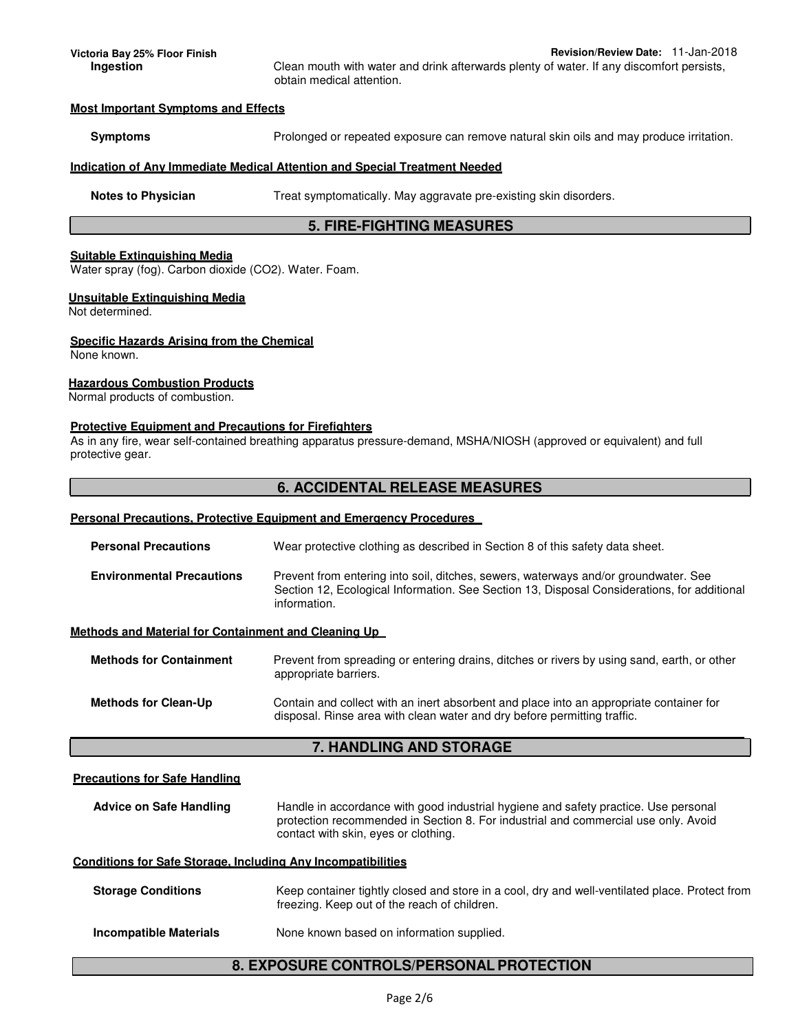**Ingestion** Clean mouth with water and drink afterwards plenty of water. If any discomfort persists, obtain medical attention.

**Most Important Symptoms and Effects**

**Symptoms** Prolonged or repeated exposure can remove natural skin oils and may produce irritation.

**Indication of Any Immediate Medical Attention and Special Treatment Needed**

**Notes to Physician** Treat symptomatically. May aggravate pre-existing skin disorders.

## 5. FIRE-FIGHTING MEASURES

**Suitable Extinguishing Media**

Water spray (fog). Carbon dioxide ($CO_2$). Water. Foam.

**Unsuitable Extinguishing Media**

Not determined.

**Specific Hazards Arising from the Chemical**

None known.

**Hazardous Combustion Products**

Normal products of combustion.

**Protective Equipment and Precautions for Firefighters**

As in any fire, wear self-contained breathing apparatus pressure-demand, MSHA/NIOSH (approved or equivalent) and full protective gear.

## 6. ACCIDENTAL RELEASE MEASURES

**Personal Precautions, Protective Equipment and Emergency Procedures**

**Personal Precautions** Wear protective clothing as described in Section 8 of this safety data sheet.

**Environmental Precautions** Prevent from entering into soil, ditches, sewers, waterways and/or groundwater. See Section 12, Ecological Information. See Section 13, Disposal Considerations, for additional information.

**Methods and Material for Containment and Cleaning Up**

**Methods for Containment** Prevent from spreading or entering drains, ditches or rivers by using sand, earth, or other appropriate barriers.

**Methods for Clean-Up** Contain and collect with an inert absorbent and place into an appropriate container for disposal. Rinse area with clean water and dry before permitting traffic.

## 7. HANDLING AND STORAGE

**Precautions for Safe Handling**

**Advice on Safe Handling** Handle in accordance with good industrial hygiene and safety practice. Use personal protection recommended in Section 8. For industrial and commercial use only. Avoid contact with skin, eyes or clothing.

**Conditions for Safe Storage, Including Any Incompatibilities**

**Storage Conditions** Keep container tightly closed and store in a cool, dry and well-ventilated place. Protect from freezing. Keep out of the reach of children.

**Incompatible Materials** None known based on information supplied.

## 8. EXPOSURE CONTROLS/PERSONAL PROTECTION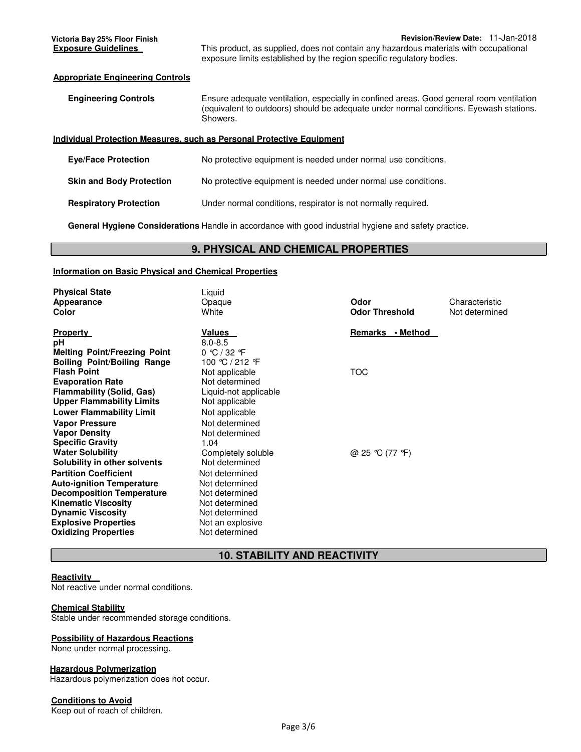**Exposure Guidelines** This product, as supplied, does not contain any hazardous materials with occupational exposure limits established by the region specific regulatory bodies.

**Appropriate Engineering Controls**

**Engineering Controls** Ensure adequate ventilation, especially in confined areas. Good general room ventilation (equivalent to outdoors) should be adequate under normal conditions. Eyewash stations. Showers.

**Individual Protection Measures, such as Personal Protective Equipment**

**Eye/Face Protection** No protective equipment is needed under normal use conditions.

**Skin and Body Protection** No protective equipment is needed under normal use conditions.

**Respiratory Protection** Under normal conditions, respirator is not normally required.

**General Hygiene Considerations** Handle in accordance with good industrial hygiene and safety practice.

## 9. PHYSICAL AND CHEMICAL PROPERTIES

**Information on Basic Physical and Chemical Properties**

| | | | |
|---|---|---|---|
| **Physical State** | Liquid | | |
| **Appearance** | Opaque | **Odor** | Characteristic |
| **Color** | White | **Odor Threshold** | Not determined |

| **Property** | **Values** | **Remarks • Method** |
|---|---|---|
| **pH** | 8.0-8.5 | |
| **Melting Point/Freezing Point** | 0 °C / 32 °F | |
| **Boiling Point/Boiling Range** | 100 °C / 212 °F | |
| **Flash Point** | Not applicable | TOC |
| **Evaporation Rate** | Not determined | |
| **Flammability (Solid, Gas)** | Liquid-not applicable | |
| **Upper Flammability Limits** | Not applicable | |
| **Lower Flammability Limit** | Not applicable | |
| **Vapor Pressure** | Not determined | |
| **Vapor Density** | Not determined | |
| **Specific Gravity** | 1.04 | |
| **Water Solubility** | Completely soluble | @ 25 °C (77 °F) |
| **Solubility in other solvents** | Not determined | |
| **Partition Coefficient** | Not determined | |
| **Auto-ignition Temperature** | Not determined | |
| **Decomposition Temperature** | Not determined | |
| **Kinematic Viscosity** | Not determined | |
| **Dynamic Viscosity** | Not determined | |
| **Explosive Properties** | Not an explosive | |
| **Oxidizing Properties** | Not determined | |

## 10. STABILITY AND REACTIVITY

**Reactivity**

Not reactive under normal conditions.

**Chemical Stability**

Stable under recommended storage conditions.

**Possibility of Hazardous Reactions**

None under normal processing.

**Hazardous Polymerization**

Hazardous polymerization does not occur.

**Conditions to Avoid**

Keep out of reach of children.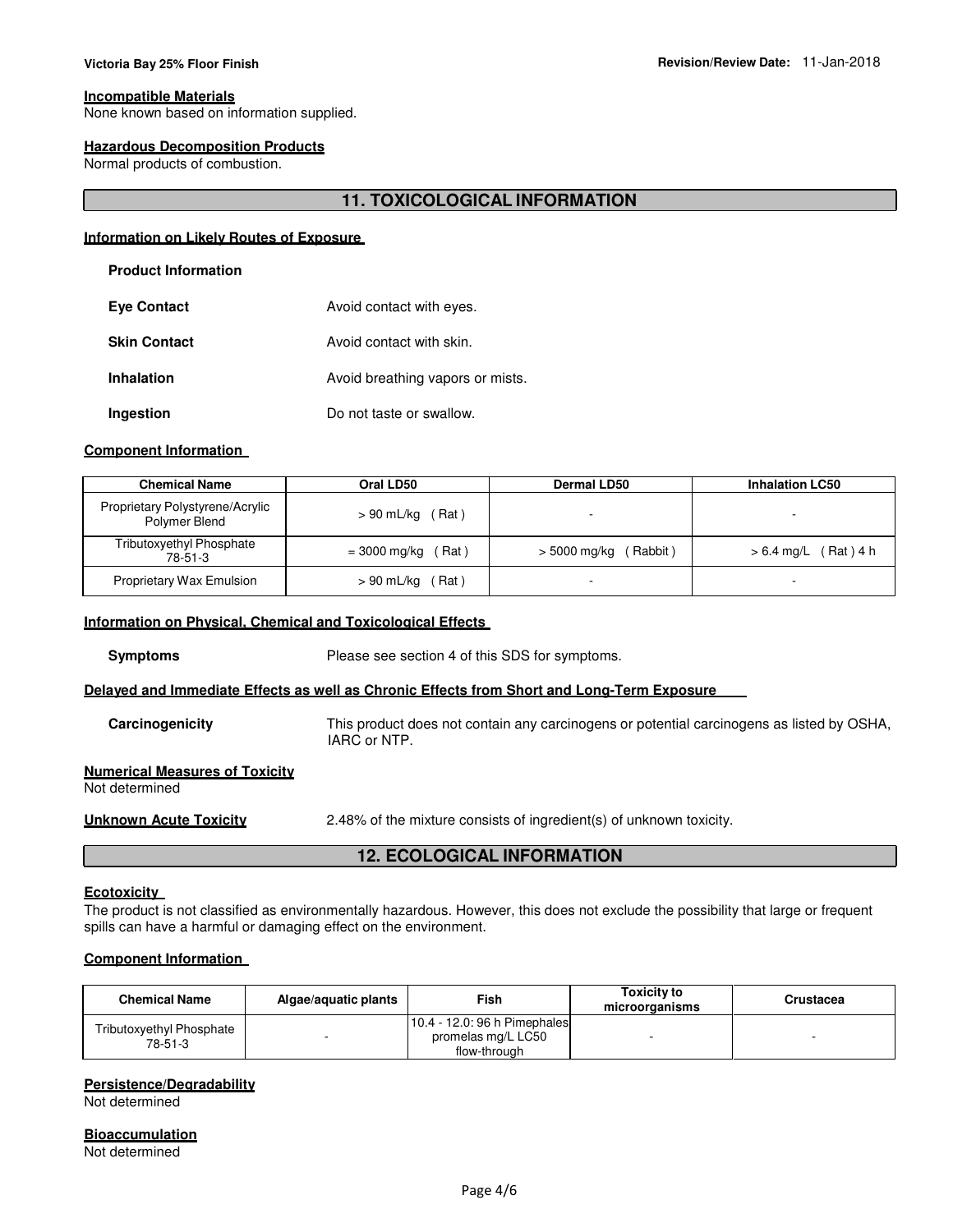### Incompatible Materials
None known based on information supplied.

### Hazardous Decomposition Products
Normal products of combustion.

## 11. TOXICOLOGICAL INFORMATION

### Information on Likely Routes of Exposure

**Product Information**

**Eye Contact** Avoid contact with eyes.

**Skin Contact** Avoid contact with skin.

**Inhalation** Avoid breathing vapors or mists.

**Ingestion** Do not taste or swallow.

### Component Information

| Chemical Name | Oral LD50 | Dermal LD50 | Inhalation LC50 |
|---|---|---|---|
| Proprietary Polystyrene/Acrylic Polymer Blend | > 90 mL/kg ( Rat ) | - | - |
| Tributoxyethyl Phosphate 78-51-3 | = 3000 mg/kg ( Rat ) | > 5000 mg/kg ( Rabbit ) | > 6.4 mg/L ( Rat ) 4 h |
| Proprietary Wax Emulsion | > 90 mL/kg ( Rat ) | - | - |

### Information on Physical, Chemical and Toxicological Effects

**Symptoms** Please see section 4 of this SDS for symptoms.

### Delayed and Immediate Effects as well as Chronic Effects from Short and Long-Term Exposure

**Carcinogenicity** This product does not contain any carcinogens or potential carcinogens as listed by OSHA, IARC or NTP.

### Numerical Measures of Toxicity
Not determined

**Unknown Acute Toxicity** 2.48% of the mixture consists of ingredient(s) of unknown toxicity.

## 12. ECOLOGICAL INFORMATION

### Ecotoxicity
The product is not classified as environmentally hazardous. However, this does not exclude the possibility that large or frequent spills can have a harmful or damaging effect on the environment.

### Component Information

| Chemical Name | Algae/aquatic plants | Fish | Toxicity to microorganisms | Crustacea |
|---|---|---|---|---|
| Tributoxyethyl Phosphate 78-51-3 | - | 10.4 - 12.0: 96 h Pimephales promelas mg/L LC50 flow-through | - | - |

### Persistence/Degradability
Not determined

### Bioaccumulation
Not determined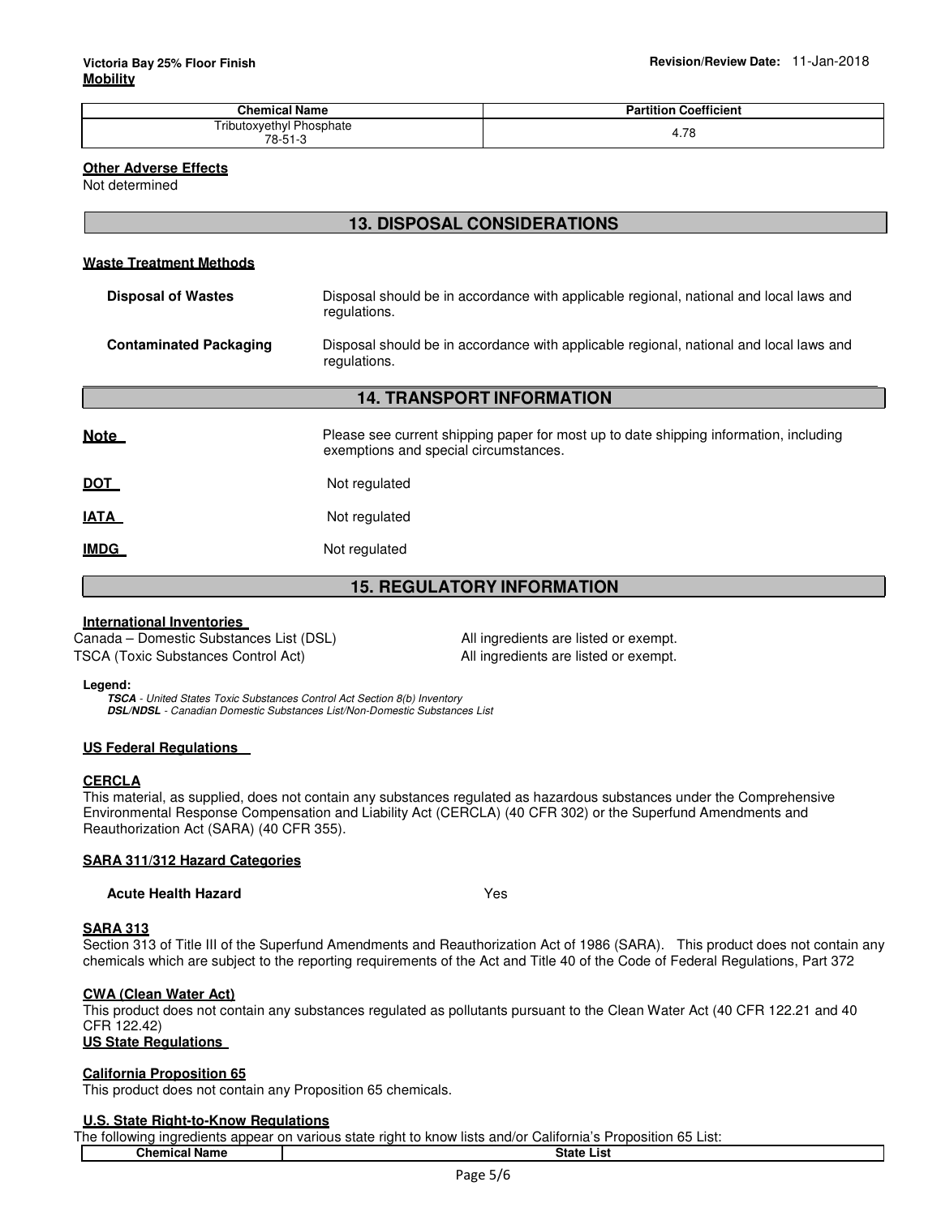**Mobility**

| Chemical Name | Partition Coefficient |
|---|---|
| Tributoxyethyl Phosphate 78-51-3 | 4.78 |

**Other Adverse Effects**

Not determined

## 13. DISPOSAL CONSIDERATIONS

**Waste Treatment Methods**

**Disposal of Wastes** Disposal should be in accordance with applicable regional, national and local laws and regulations.

**Contaminated Packaging** Disposal should be in accordance with applicable regional, national and local laws and regulations.

## 14. TRANSPORT INFORMATION

**Note** Please see current shipping paper for most up to date shipping information, including exemptions and special circumstances.

**DOT** Not regulated

**IATA** Not regulated

**IMDG** Not regulated

## 15. REGULATORY INFORMATION

**International Inventories**

Canada – Domestic Substances List (DSL) All ingredients are listed or exempt.
TSCA (Toxic Substances Control Act) All ingredients are listed or exempt.

**Legend:**

***TSCA*** *- United States Toxic Substances Control Act Section 8(b) Inventory*
***DSL/NDSL*** *- Canadian Domestic Substances List/Non-Domestic Substances List*

**US Federal Regulations**

**CERCLA**

This material, as supplied, does not contain any substances regulated as hazardous substances under the Comprehensive Environmental Response Compensation and Liability Act (CERCLA) (40 CFR 302) or the Superfund Amendments and Reauthorization Act (SARA) (40 CFR 355).

**SARA 311/312 Hazard Categories**

**Acute Health Hazard** Yes

**SARA 313**

Section 313 of Title III of the Superfund Amendments and Reauthorization Act of 1986 (SARA). This product does not contain any chemicals which are subject to the reporting requirements of the Act and Title 40 of the Code of Federal Regulations, Part 372

**CWA (Clean Water Act)**

This product does not contain any substances regulated as pollutants pursuant to the Clean Water Act (40 CFR 122.21 and 40 CFR 122.42)

**US State Regulations**

**California Proposition 65**

This product does not contain any Proposition 65 chemicals.

**U.S. State Right-to-Know Regulations**

The following ingredients appear on various state right to know lists and/or California's Proposition 65 List:

| Chemical Name | State List |
|---|---|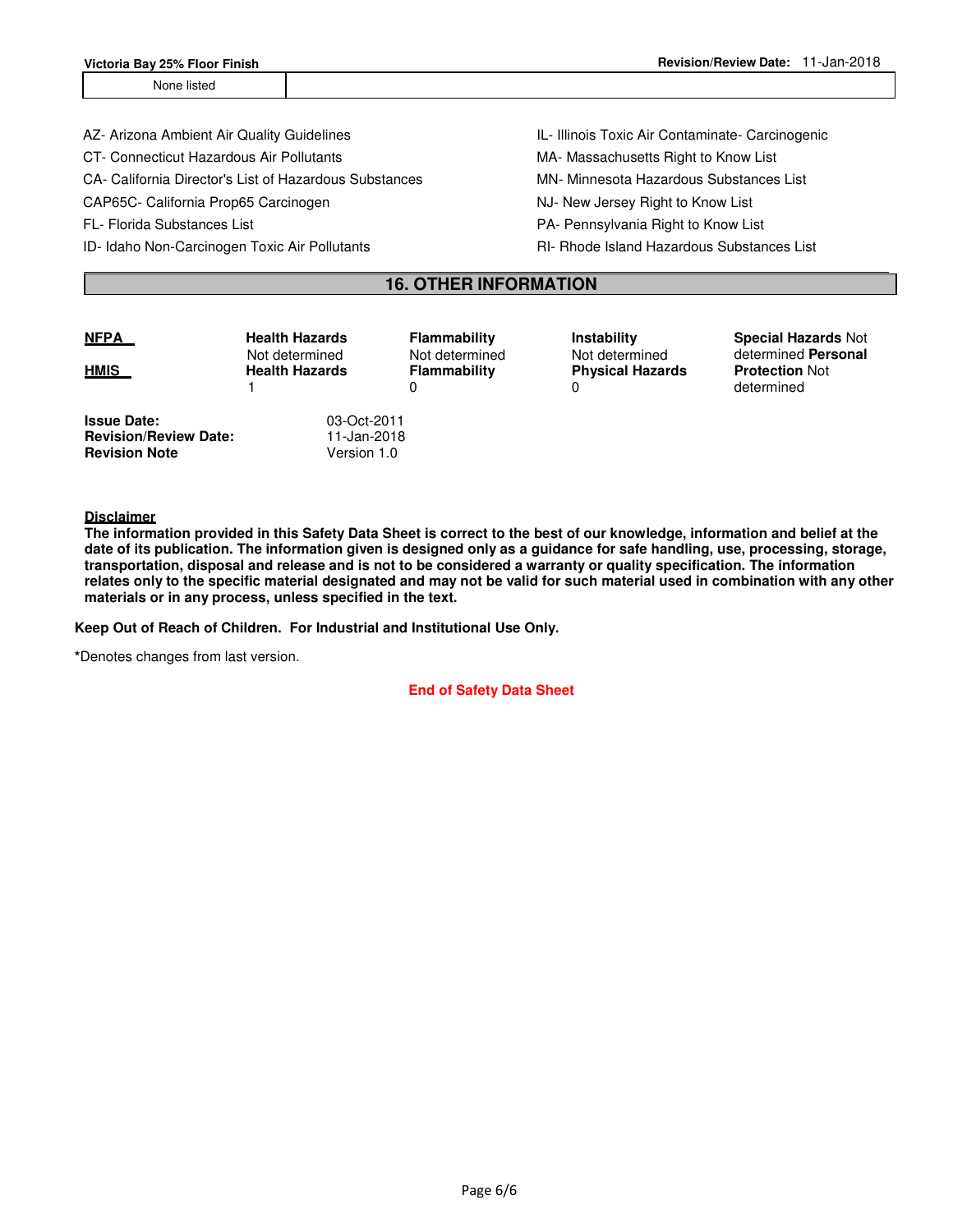| None listed | |
|---|---|

AZ- Arizona Ambient Air Quality Guidelines
CT- Connecticut Hazardous Air Pollutants
CA- California Director's List of Hazardous Substances
CAP65C- California Prop65 Carcinogen
FL- Florida Substances List
ID- Idaho Non-Carcinogen Toxic Air Pollutants
IL- Illinois Toxic Air Contaminate- Carcinogenic
MA- Massachusetts Right to Know List
MN- Minnesota Hazardous Substances List
NJ- New Jersey Right to Know List
PA- Pennsylvania Right to Know List
RI- Rhode Island Hazardous Substances List

## 16. OTHER INFORMATION

| | | | | |
|---|---|---|---|---|
| **NFPA** | **Health Hazards** Not determined | **Flammability** Not determined | **Instability** Not determined | **Special Hazards** Not determined |
| **HMIS** | **Health Hazards** 1 | **Flammability** 0 | **Physical Hazards** 0 | **Personal Protection** Not determined |

**Issue Date:** 03-Oct-2011
**Revision/Review Date:** 11-Jan-2018
**Revision Note** Version 1.0

**Disclaimer**

**The information provided in this Safety Data Sheet is correct to the best of our knowledge, information and belief at the date of its publication. The information given is designed only as a guidance for safe handling, use, processing, storage, transportation, disposal and release and is not to be considered a warranty or quality specification. The information relates only to the specific material designated and may not be valid for such material used in combination with any other materials or in any process, unless specified in the text.**

**Keep Out of Reach of Children. For Industrial and Institutional Use Only.**

**\***Denotes changes from last version.

**End of Safety Data Sheet**